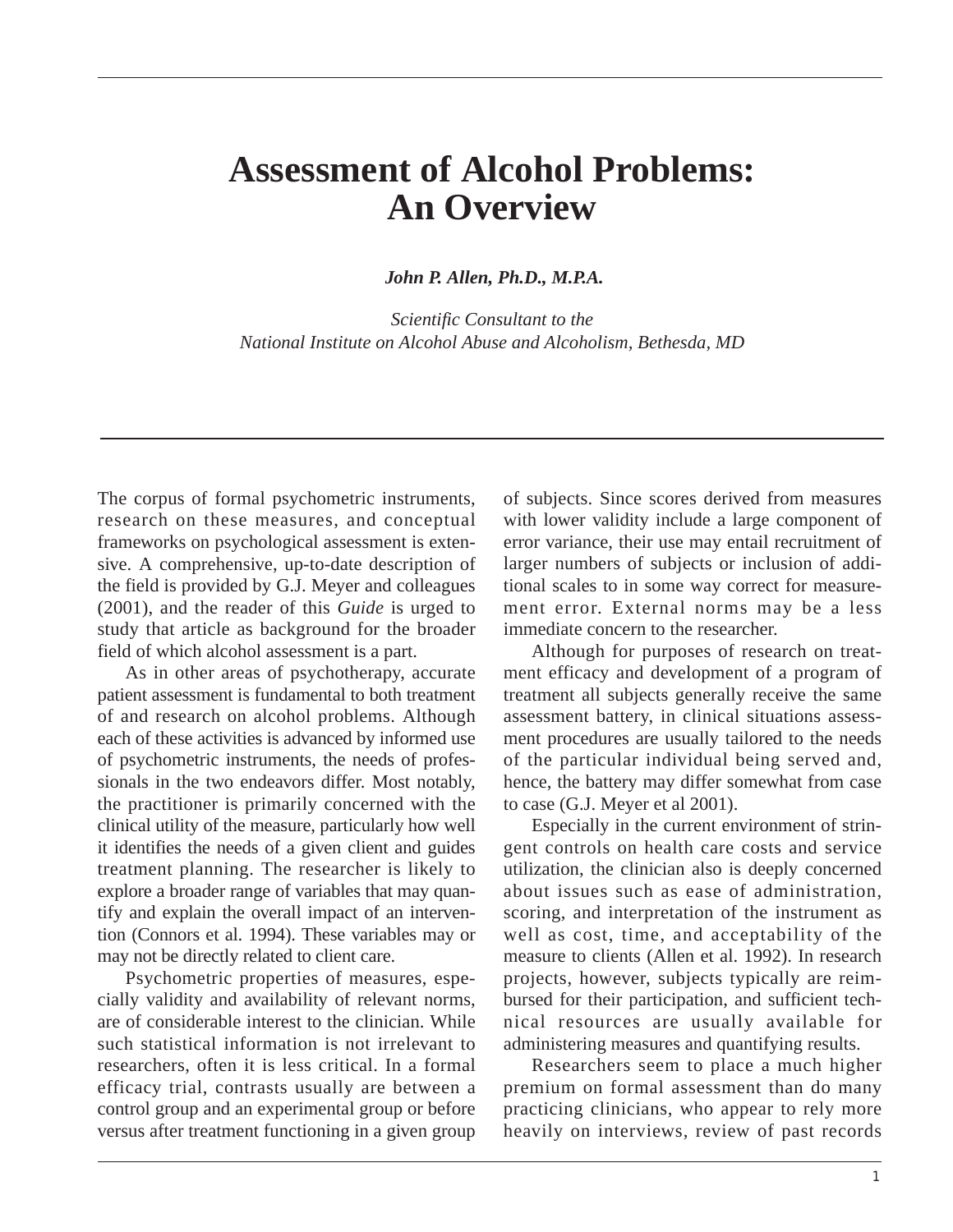# Assessment of Alcohol Problems: An Overview

***John P. Allen, Ph.D., M.P.A.***

*Scientific Consultant to the*
*National Institute on Alcohol Abuse and Alcoholism, Bethesda, MD*

---

The corpus of formal psychometric instruments, research on these measures, and conceptual frameworks on psychological assessment is extensive. A comprehensive, up-to-date description of the field is provided by G.J. Meyer and colleagues (2001), and the reader of this *Guide* is urged to study that article as background for the broader field of which alcohol assessment is a part.

As in other areas of psychotherapy, accurate patient assessment is fundamental to both treatment of and research on alcohol problems. Although each of these activities is advanced by informed use of psychometric instruments, the needs of professionals in the two endeavors differ. Most notably, the practitioner is primarily concerned with the clinical utility of the measure, particularly how well it identifies the needs of a given client and guides treatment planning. The researcher is likely to explore a broader range of variables that may quantify and explain the overall impact of an intervention (Connors et al. 1994). These variables may or may not be directly related to client care.

Psychometric properties of measures, especially validity and availability of relevant norms, are of considerable interest to the clinician. While such statistical information is not irrelevant to researchers, often it is less critical. In a formal efficacy trial, contrasts usually are between a control group and an experimental group or before versus after treatment functioning in a given group of subjects. Since scores derived from measures with lower validity include a large component of error variance, their use may entail recruitment of larger numbers of subjects or inclusion of additional scales to in some way correct for measurement error. External norms may be a less immediate concern to the researcher.

Although for purposes of research on treatment efficacy and development of a program of treatment all subjects generally receive the same assessment battery, in clinical situations assessment procedures are usually tailored to the needs of the particular individual being served and, hence, the battery may differ somewhat from case to case (G.J. Meyer et al 2001).

Especially in the current environment of stringent controls on health care costs and service utilization, the clinician also is deeply concerned about issues such as ease of administration, scoring, and interpretation of the instrument as well as cost, time, and acceptability of the measure to clients (Allen et al. 1992). In research projects, however, subjects typically are reimbursed for their participation, and sufficient technical resources are usually available for administering measures and quantifying results.

Researchers seem to place a much higher premium on formal assessment than do many practicing clinicians, who appear to rely more heavily on interviews, review of past records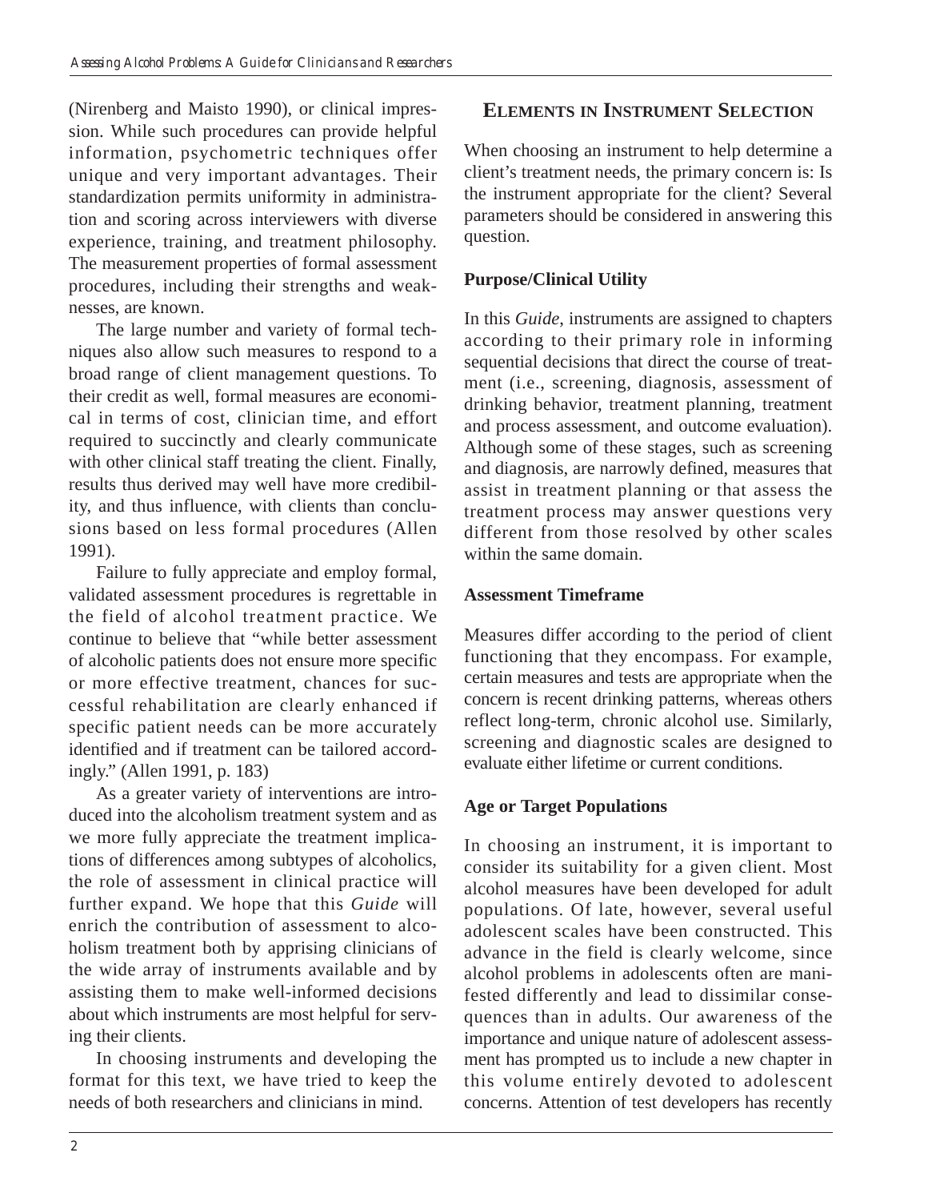(Nirenberg and Maisto 1990), or clinical impression. While such procedures can provide helpful information, psychometric techniques offer unique and very important advantages. Their standardization permits uniformity in administration and scoring across interviewers with diverse experience, training, and treatment philosophy. The measurement properties of formal assessment procedures, including their strengths and weaknesses, are known.

The large number and variety of formal techniques also allow such measures to respond to a broad range of client management questions. To their credit as well, formal measures are economical in terms of cost, clinician time, and effort required to succinctly and clearly communicate with other clinical staff treating the client. Finally, results thus derived may well have more credibility, and thus influence, with clients than conclusions based on less formal procedures (Allen 1991).

Failure to fully appreciate and employ formal, validated assessment procedures is regrettable in the field of alcohol treatment practice. We continue to believe that "while better assessment of alcoholic patients does not ensure more specific or more effective treatment, chances for successful rehabilitation are clearly enhanced if specific patient needs can be more accurately identified and if treatment can be tailored accordingly." (Allen 1991, p. 183)

As a greater variety of interventions are introduced into the alcoholism treatment system and as we more fully appreciate the treatment implications of differences among subtypes of alcoholics, the role of assessment in clinical practice will further expand. We hope that this *Guide* will enrich the contribution of assessment to alcoholism treatment both by apprising clinicians of the wide array of instruments available and by assisting them to make well-informed decisions about which instruments are most helpful for serving their clients.

In choosing instruments and developing the format for this text, we have tried to keep the needs of both researchers and clinicians in mind.

## Elements in Instrument Selection

When choosing an instrument to help determine a client's treatment needs, the primary concern is: Is the instrument appropriate for the client? Several parameters should be considered in answering this question.

### Purpose/Clinical Utility

In this *Guide*, instruments are assigned to chapters according to their primary role in informing sequential decisions that direct the course of treatment (i.e., screening, diagnosis, assessment of drinking behavior, treatment planning, treatment and process assessment, and outcome evaluation). Although some of these stages, such as screening and diagnosis, are narrowly defined, measures that assist in treatment planning or that assess the treatment process may answer questions very different from those resolved by other scales within the same domain.

### Assessment Timeframe

Measures differ according to the period of client functioning that they encompass. For example, certain measures and tests are appropriate when the concern is recent drinking patterns, whereas others reflect long-term, chronic alcohol use. Similarly, screening and diagnostic scales are designed to evaluate either lifetime or current conditions.

### Age or Target Populations

In choosing an instrument, it is important to consider its suitability for a given client. Most alcohol measures have been developed for adult populations. Of late, however, several useful adolescent scales have been constructed. This advance in the field is clearly welcome, since alcohol problems in adolescents often are manifested differently and lead to dissimilar consequences than in adults. Our awareness of the importance and unique nature of adolescent assessment has prompted us to include a new chapter in this volume entirely devoted to adolescent concerns. Attention of test developers has recently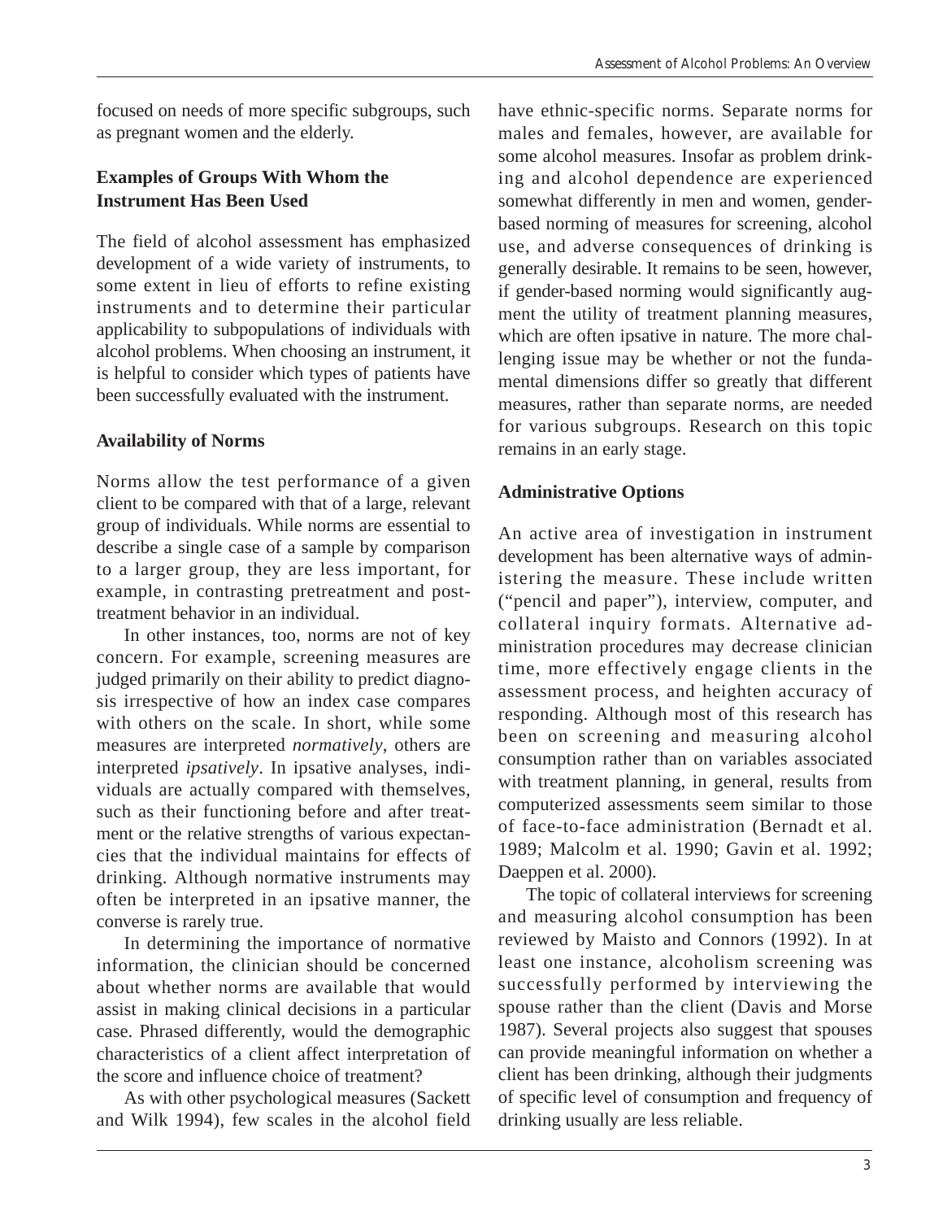focused on needs of more specific subgroups, such as pregnant women and the elderly.

### Examples of Groups With Whom the Instrument Has Been Used

The field of alcohol assessment has emphasized development of a wide variety of instruments, to some extent in lieu of efforts to refine existing instruments and to determine their particular applicability to subpopulations of individuals with alcohol problems. When choosing an instrument, it is helpful to consider which types of patients have been successfully evaluated with the instrument.

### Availability of Norms

Norms allow the test performance of a given client to be compared with that of a large, relevant group of individuals. While norms are essential to describe a single case of a sample by comparison to a larger group, they are less important, for example, in contrasting pretreatment and post-treatment behavior in an individual.

In other instances, too, norms are not of key concern. For example, screening measures are judged primarily on their ability to predict diagnosis irrespective of how an index case compares with others on the scale. In short, while some measures are interpreted *normatively*, others are interpreted *ipsatively*. In ipsative analyses, individuals are actually compared with themselves, such as their functioning before and after treatment or the relative strengths of various expectancies that the individual maintains for effects of drinking. Although normative instruments may often be interpreted in an ipsative manner, the converse is rarely true.

In determining the importance of normative information, the clinician should be concerned about whether norms are available that would assist in making clinical decisions in a particular case. Phrased differently, would the demographic characteristics of a client affect interpretation of the score and influence choice of treatment?

As with other psychological measures (Sackett and Wilk 1994), few scales in the alcohol field have ethnic-specific norms. Separate norms for males and females, however, are available for some alcohol measures. Insofar as problem drinking and alcohol dependence are experienced somewhat differently in men and women, gender-based norming of measures for screening, alcohol use, and adverse consequences of drinking is generally desirable. It remains to be seen, however, if gender-based norming would significantly augment the utility of treatment planning measures, which are often ipsative in nature. The more challenging issue may be whether or not the fundamental dimensions differ so greatly that different measures, rather than separate norms, are needed for various subgroups. Research on this topic remains in an early stage.

### Administrative Options

An active area of investigation in instrument development has been alternative ways of administering the measure. These include written ("pencil and paper"), interview, computer, and collateral inquiry formats. Alternative administration procedures may decrease clinician time, more effectively engage clients in the assessment process, and heighten accuracy of responding. Although most of this research has been on screening and measuring alcohol consumption rather than on variables associated with treatment planning, in general, results from computerized assessments seem similar to those of face-to-face administration (Bernadt et al. 1989; Malcolm et al. 1990; Gavin et al. 1992; Daeppen et al. 2000).

The topic of collateral interviews for screening and measuring alcohol consumption has been reviewed by Maisto and Connors (1992). In at least one instance, alcoholism screening was successfully performed by interviewing the spouse rather than the client (Davis and Morse 1987). Several projects also suggest that spouses can provide meaningful information on whether a client has been drinking, although their judgments of specific level of consumption and frequency of drinking usually are less reliable.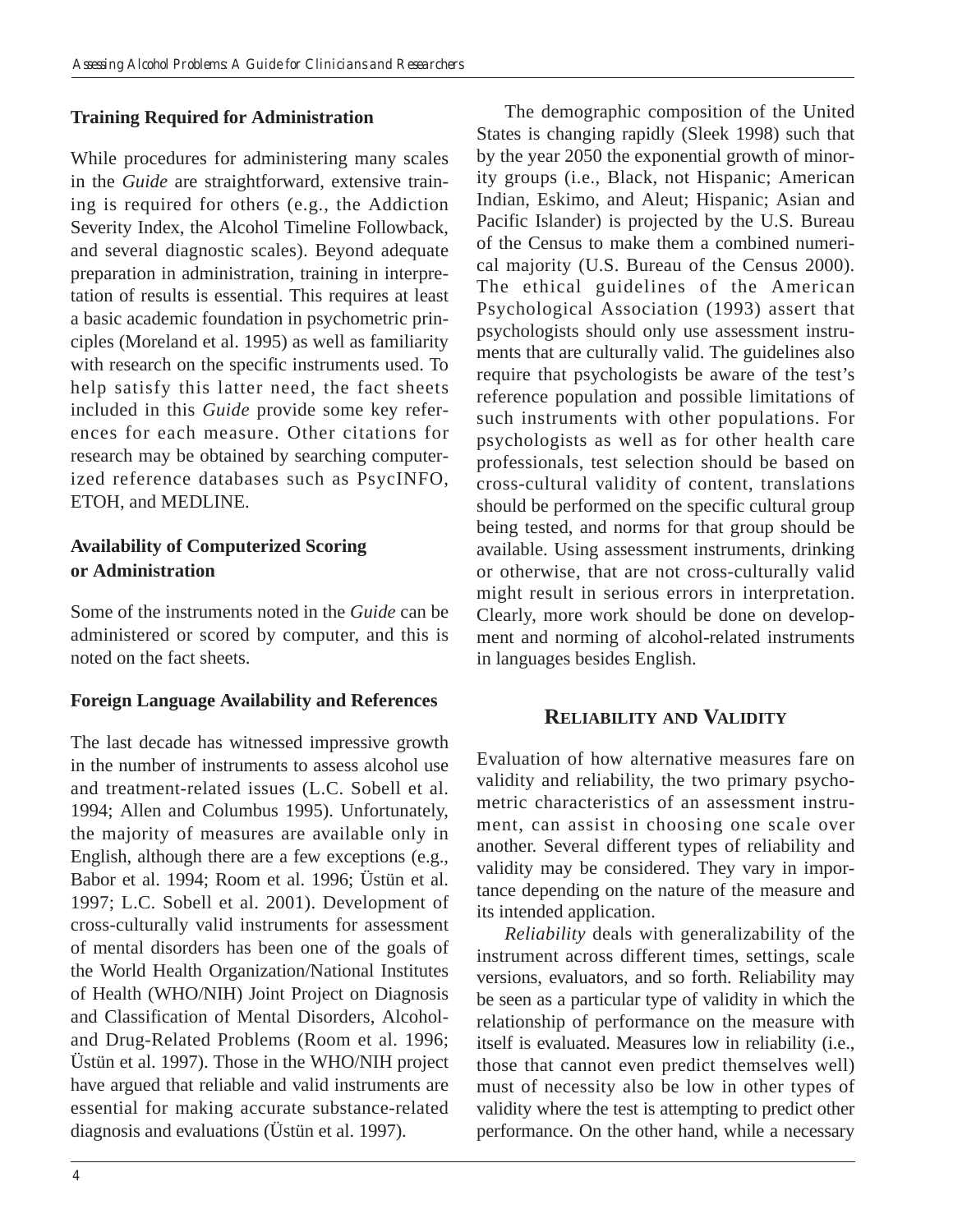### Training Required for Administration

While procedures for administering many scales in the *Guide* are straightforward, extensive training is required for others (e.g., the Addiction Severity Index, the Alcohol Timeline Followback, and several diagnostic scales). Beyond adequate preparation in administration, training in interpretation of results is essential. This requires at least a basic academic foundation in psychometric principles (Moreland et al. 1995) as well as familiarity with research on the specific instruments used. To help satisfy this latter need, the fact sheets included in this *Guide* provide some key references for each measure. Other citations for research may be obtained by searching computerized reference databases such as PsycINFO, ETOH, and MEDLINE.

### Availability of Computerized Scoring or Administration

Some of the instruments noted in the *Guide* can be administered or scored by computer, and this is noted on the fact sheets.

### Foreign Language Availability and References

The last decade has witnessed impressive growth in the number of instruments to assess alcohol use and treatment-related issues (L.C. Sobell et al. 1994; Allen and Columbus 1995). Unfortunately, the majority of measures are available only in English, although there are a few exceptions (e.g., Babor et al. 1994; Room et al. 1996; Üstün et al. 1997; L.C. Sobell et al. 2001). Development of cross-culturally valid instruments for assessment of mental disorders has been one of the goals of the World Health Organization/National Institutes of Health (WHO/NIH) Joint Project on Diagnosis and Classification of Mental Disorders, Alcohol- and Drug-Related Problems (Room et al. 1996; Üstün et al. 1997). Those in the WHO/NIH project have argued that reliable and valid instruments are essential for making accurate substance-related diagnosis and evaluations (Üstün et al. 1997).

The demographic composition of the United States is changing rapidly (Sleek 1998) such that by the year 2050 the exponential growth of minority groups (i.e., Black, not Hispanic; American Indian, Eskimo, and Aleut; Hispanic; Asian and Pacific Islander) is projected by the U.S. Bureau of the Census to make them a combined numerical majority (U.S. Bureau of the Census 2000). The ethical guidelines of the American Psychological Association (1993) assert that psychologists should only use assessment instruments that are culturally valid. The guidelines also require that psychologists be aware of the test's reference population and possible limitations of such instruments with other populations. For psychologists as well as for other health care professionals, test selection should be based on cross-cultural validity of content, translations should be performed on the specific cultural group being tested, and norms for that group should be available. Using assessment instruments, drinking or otherwise, that are not cross-culturally valid might result in serious errors in interpretation. Clearly, more work should be done on development and norming of alcohol-related instruments in languages besides English.

## Reliability and Validity

Evaluation of how alternative measures fare on validity and reliability, the two primary psychometric characteristics of an assessment instrument, can assist in choosing one scale over another. Several different types of reliability and validity may be considered. They vary in importance depending on the nature of the measure and its intended application.

*Reliability* deals with generalizability of the instrument across different times, settings, scale versions, evaluators, and so forth. Reliability may be seen as a particular type of validity in which the relationship of performance on the measure with itself is evaluated. Measures low in reliability (i.e., those that cannot even predict themselves well) must of necessity also be low in other types of validity where the test is attempting to predict other performance. On the other hand, while a necessary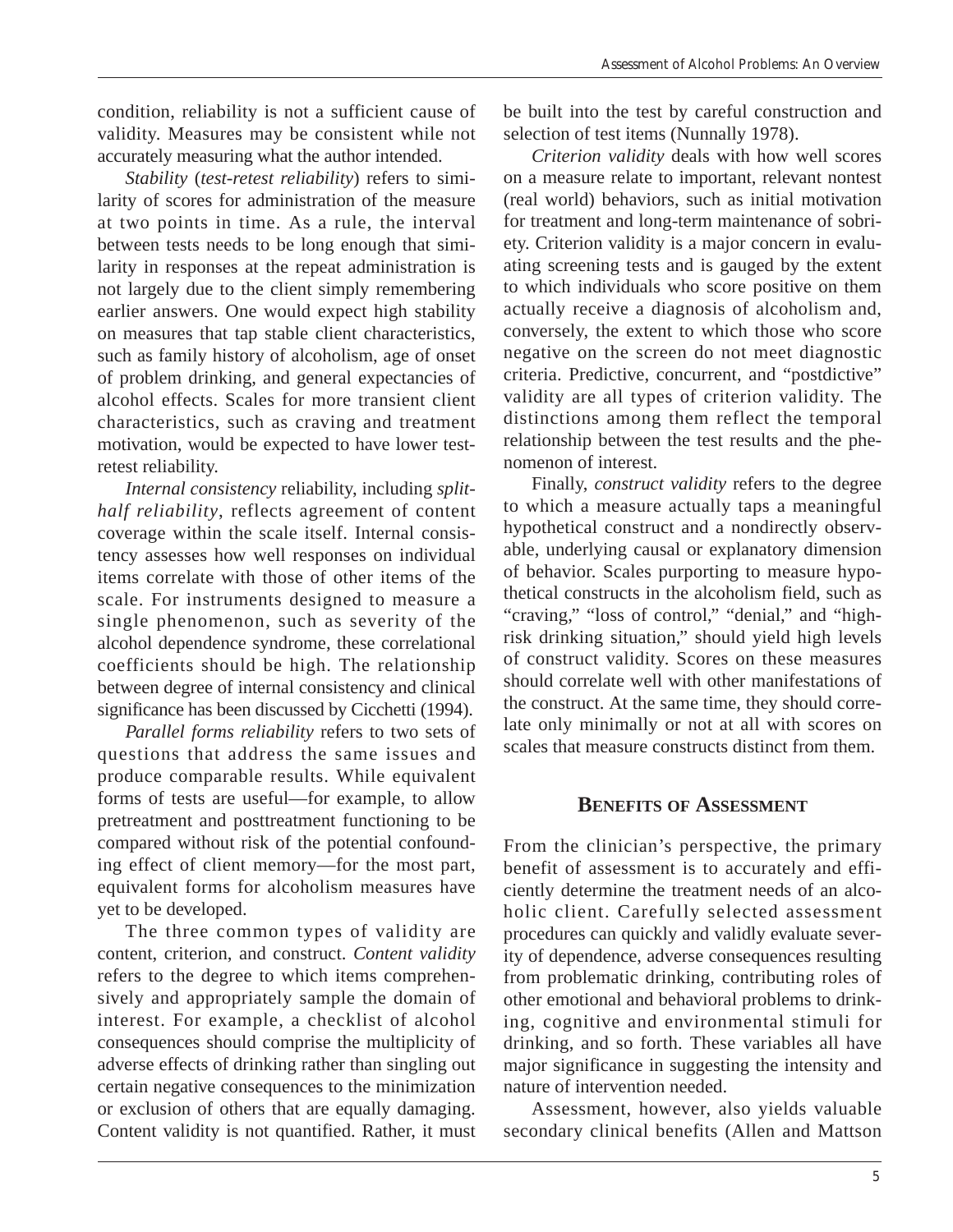condition, reliability is not a sufficient cause of validity. Measures may be consistent while not accurately measuring what the author intended.

*Stability* (*test-retest reliability*) refers to similarity of scores for administration of the measure at two points in time. As a rule, the interval between tests needs to be long enough that similarity in responses at the repeat administration is not largely due to the client simply remembering earlier answers. One would expect high stability on measures that tap stable client characteristics, such as family history of alcoholism, age of onset of problem drinking, and general expectancies of alcohol effects. Scales for more transient client characteristics, such as craving and treatment motivation, would be expected to have lower test-retest reliability.

*Internal consistency* reliability, including *split-half reliability*, reflects agreement of content coverage within the scale itself. Internal consistency assesses how well responses on individual items correlate with those of other items of the scale. For instruments designed to measure a single phenomenon, such as severity of the alcohol dependence syndrome, these correlational coefficients should be high. The relationship between degree of internal consistency and clinical significance has been discussed by Cicchetti (1994).

*Parallel forms reliability* refers to two sets of questions that address the same issues and produce comparable results. While equivalent forms of tests are useful—for example, to allow pretreatment and posttreatment functioning to be compared without risk of the potential confounding effect of client memory—for the most part, equivalent forms for alcoholism measures have yet to be developed.

The three common types of validity are content, criterion, and construct. *Content validity* refers to the degree to which items comprehensively and appropriately sample the domain of interest. For example, a checklist of alcohol consequences should comprise the multiplicity of adverse effects of drinking rather than singling out certain negative consequences to the minimization or exclusion of others that are equally damaging. Content validity is not quantified. Rather, it must be built into the test by careful construction and selection of test items (Nunnally 1978).

*Criterion validity* deals with how well scores on a measure relate to important, relevant nontest (real world) behaviors, such as initial motivation for treatment and long-term maintenance of sobriety. Criterion validity is a major concern in evaluating screening tests and is gauged by the extent to which individuals who score positive on them actually receive a diagnosis of alcoholism and, conversely, the extent to which those who score negative on the screen do not meet diagnostic criteria. Predictive, concurrent, and "postdictive" validity are all types of criterion validity. The distinctions among them reflect the temporal relationship between the test results and the phenomenon of interest.

Finally, *construct validity* refers to the degree to which a measure actually taps a meaningful hypothetical construct and a nondirectly observable, underlying causal or explanatory dimension of behavior. Scales purporting to measure hypothetical constructs in the alcoholism field, such as "craving," "loss of control," "denial," and "high-risk drinking situation," should yield high levels of construct validity. Scores on these measures should correlate well with other manifestations of the construct. At the same time, they should correlate only minimally or not at all with scores on scales that measure constructs distinct from them.

## Benefits of Assessment

From the clinician's perspective, the primary benefit of assessment is to accurately and efficiently determine the treatment needs of an alcoholic client. Carefully selected assessment procedures can quickly and validly evaluate severity of dependence, adverse consequences resulting from problematic drinking, contributing roles of other emotional and behavioral problems to drinking, cognitive and environmental stimuli for drinking, and so forth. These variables all have major significance in suggesting the intensity and nature of intervention needed.

Assessment, however, also yields valuable secondary clinical benefits (Allen and Mattson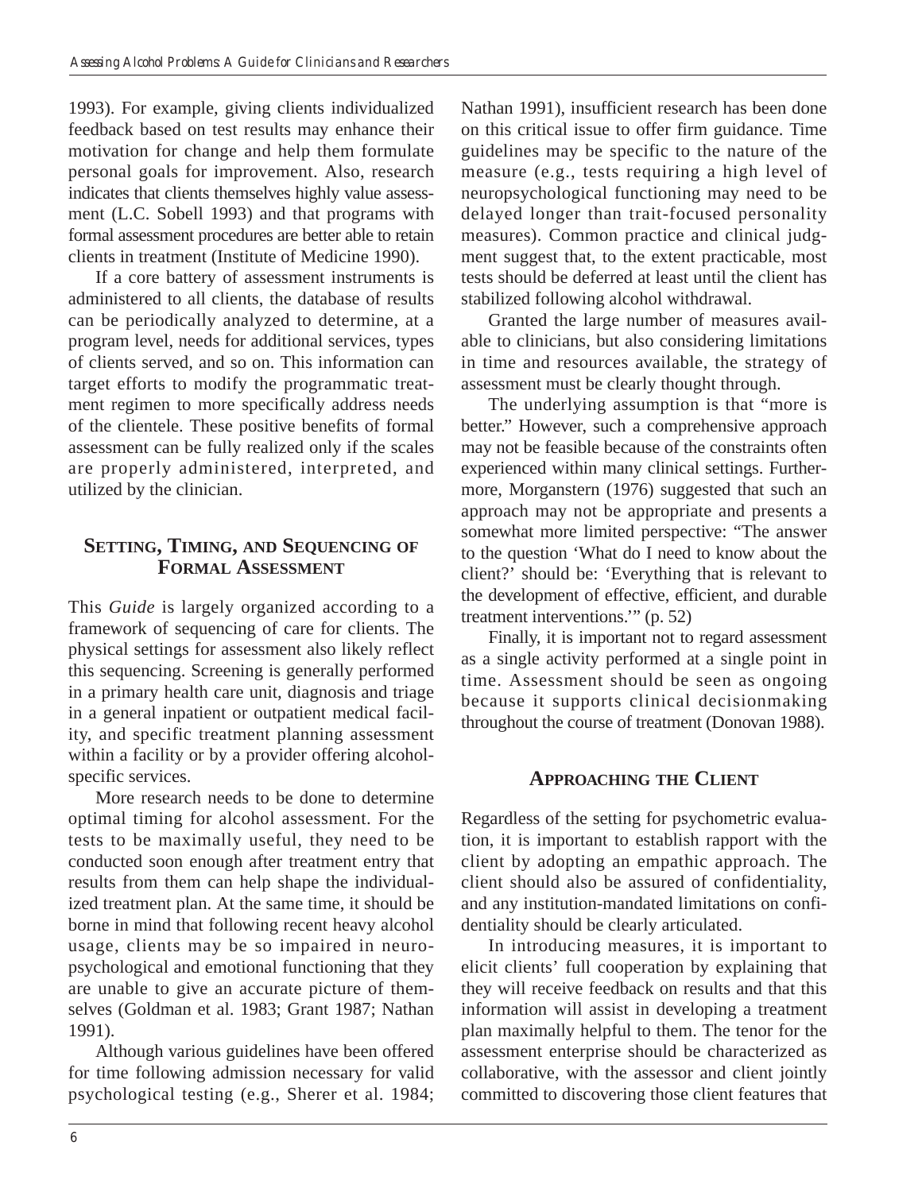1993). For example, giving clients individualized feedback based on test results may enhance their motivation for change and help them formulate personal goals for improvement. Also, research indicates that clients themselves highly value assessment (L.C. Sobell 1993) and that programs with formal assessment procedures are better able to retain clients in treatment (Institute of Medicine 1990).

If a core battery of assessment instruments is administered to all clients, the database of results can be periodically analyzed to determine, at a program level, needs for additional services, types of clients served, and so on. This information can target efforts to modify the programmatic treatment regimen to more specifically address needs of the clientele. These positive benefits of formal assessment can be fully realized only if the scales are properly administered, interpreted, and utilized by the clinician.

## Setting, Timing, and Sequencing of Formal Assessment

This *Guide* is largely organized according to a framework of sequencing of care for clients. The physical settings for assessment also likely reflect this sequencing. Screening is generally performed in a primary health care unit, diagnosis and triage in a general inpatient or outpatient medical facility, and specific treatment planning assessment within a facility or by a provider offering alcohol-specific services.

More research needs to be done to determine optimal timing for alcohol assessment. For the tests to be maximally useful, they need to be conducted soon enough after treatment entry that results from them can help shape the individualized treatment plan. At the same time, it should be borne in mind that following recent heavy alcohol usage, clients may be so impaired in neuropsychological and emotional functioning that they are unable to give an accurate picture of themselves (Goldman et al. 1983; Grant 1987; Nathan 1991).

Although various guidelines have been offered for time following admission necessary for valid psychological testing (e.g., Sherer et al. 1984; Nathan 1991), insufficient research has been done on this critical issue to offer firm guidance. Time guidelines may be specific to the nature of the measure (e.g., tests requiring a high level of neuropsychological functioning may need to be delayed longer than trait-focused personality measures). Common practice and clinical judgment suggest that, to the extent practicable, most tests should be deferred at least until the client has stabilized following alcohol withdrawal.

Granted the large number of measures available to clinicians, but also considering limitations in time and resources available, the strategy of assessment must be clearly thought through.

The underlying assumption is that "more is better." However, such a comprehensive approach may not be feasible because of the constraints often experienced within many clinical settings. Furthermore, Morganstern (1976) suggested that such an approach may not be appropriate and presents a somewhat more limited perspective: "The answer to the question 'What do I need to know about the client?' should be: 'Everything that is relevant to the development of effective, efficient, and durable treatment interventions.'" (p. 52)

Finally, it is important not to regard assessment as a single activity performed at a single point in time. Assessment should be seen as ongoing because it supports clinical decisionmaking throughout the course of treatment (Donovan 1988).

## Approaching the Client

Regardless of the setting for psychometric evaluation, it is important to establish rapport with the client by adopting an empathic approach. The client should also be assured of confidentiality, and any institution-mandated limitations on confidentiality should be clearly articulated.

In introducing measures, it is important to elicit clients' full cooperation by explaining that they will receive feedback on results and that this information will assist in developing a treatment plan maximally helpful to them. The tenor for the assessment enterprise should be characterized as collaborative, with the assessor and client jointly committed to discovering those client features that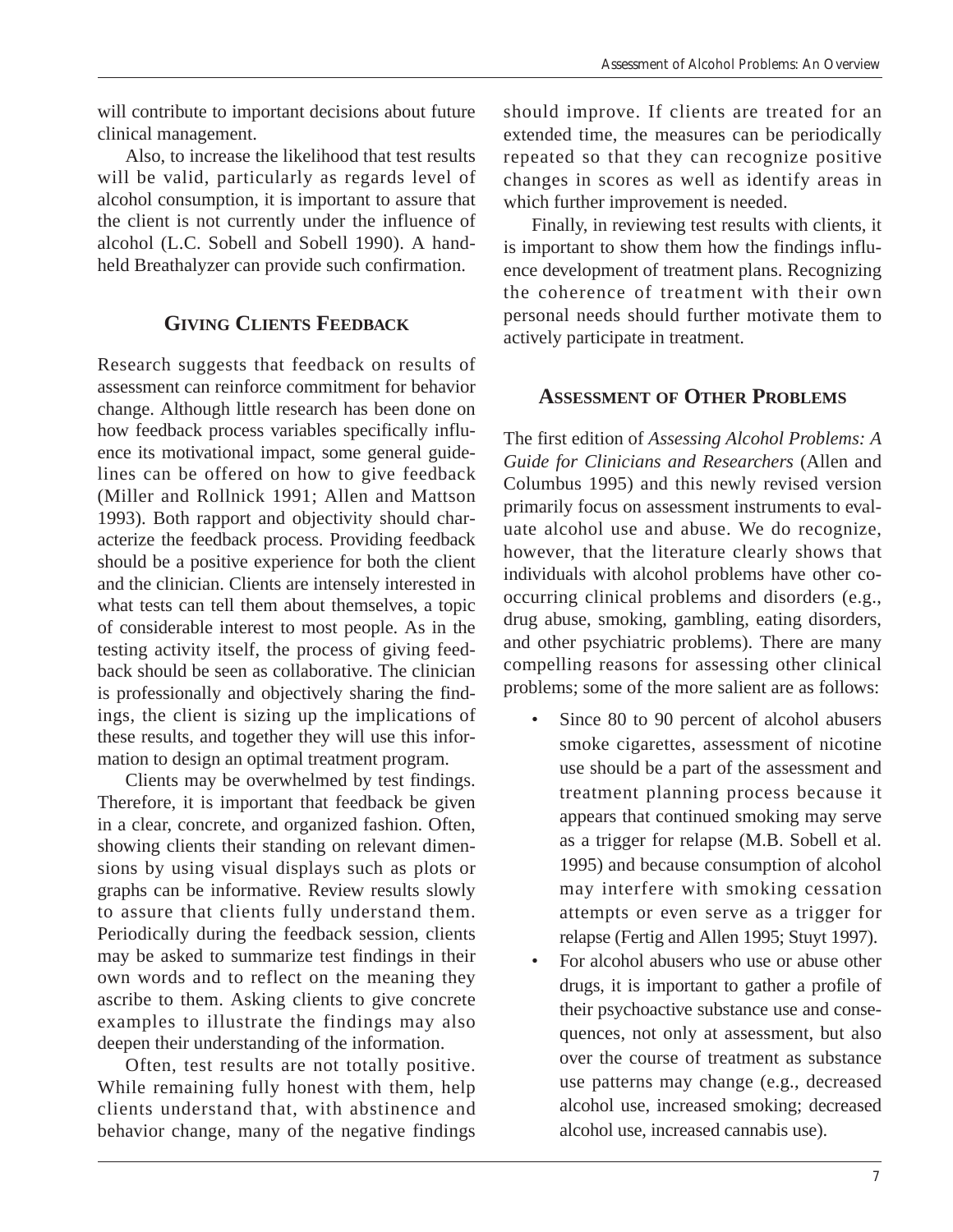will contribute to important decisions about future clinical management.

Also, to increase the likelihood that test results will be valid, particularly as regards level of alcohol consumption, it is important to assure that the client is not currently under the influence of alcohol (L.C. Sobell and Sobell 1990). A hand-held Breathalyzer can provide such confirmation.

## Giving Clients Feedback

Research suggests that feedback on results of assessment can reinforce commitment for behavior change. Although little research has been done on how feedback process variables specifically influence its motivational impact, some general guidelines can be offered on how to give feedback (Miller and Rollnick 1991; Allen and Mattson 1993). Both rapport and objectivity should characterize the feedback process. Providing feedback should be a positive experience for both the client and the clinician. Clients are intensely interested in what tests can tell them about themselves, a topic of considerable interest to most people. As in the testing activity itself, the process of giving feedback should be seen as collaborative. The clinician is professionally and objectively sharing the findings, the client is sizing up the implications of these results, and together they will use this information to design an optimal treatment program.

Clients may be overwhelmed by test findings. Therefore, it is important that feedback be given in a clear, concrete, and organized fashion. Often, showing clients their standing on relevant dimensions by using visual displays such as plots or graphs can be informative. Review results slowly to assure that clients fully understand them. Periodically during the feedback session, clients may be asked to summarize test findings in their own words and to reflect on the meaning they ascribe to them. Asking clients to give concrete examples to illustrate the findings may also deepen their understanding of the information.

Often, test results are not totally positive. While remaining fully honest with them, help clients understand that, with abstinence and behavior change, many of the negative findings should improve. If clients are treated for an extended time, the measures can be periodically repeated so that they can recognize positive changes in scores as well as identify areas in which further improvement is needed.

Finally, in reviewing test results with clients, it is important to show them how the findings influence development of treatment plans. Recognizing the coherence of treatment with their own personal needs should further motivate them to actively participate in treatment.

## Assessment of Other Problems

The first edition of *Assessing Alcohol Problems: A Guide for Clinicians and Researchers* (Allen and Columbus 1995) and this newly revised version primarily focus on assessment instruments to evaluate alcohol use and abuse. We do recognize, however, that the literature clearly shows that individuals with alcohol problems have other co-occurring clinical problems and disorders (e.g., drug abuse, smoking, gambling, eating disorders, and other psychiatric problems). There are many compelling reasons for assessing other clinical problems; some of the more salient are as follows:

- Since 80 to 90 percent of alcohol abusers smoke cigarettes, assessment of nicotine use should be a part of the assessment and treatment planning process because it appears that continued smoking may serve as a trigger for relapse (M.B. Sobell et al. 1995) and because consumption of alcohol may interfere with smoking cessation attempts or even serve as a trigger for relapse (Fertig and Allen 1995; Stuyt 1997).
- For alcohol abusers who use or abuse other drugs, it is important to gather a profile of their psychoactive substance use and consequences, not only at assessment, but also over the course of treatment as substance use patterns may change (e.g., decreased alcohol use, increased smoking; decreased alcohol use, increased cannabis use).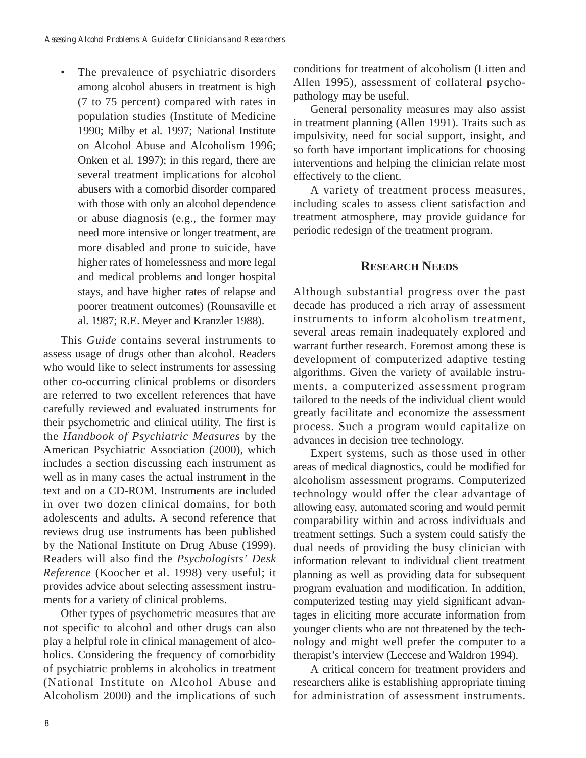- The prevalence of psychiatric disorders among alcohol abusers in treatment is high (7 to 75 percent) compared with rates in population studies (Institute of Medicine 1990; Milby et al. 1997; National Institute on Alcohol Abuse and Alcoholism 1996; Onken et al. 1997); in this regard, there are several treatment implications for alcohol abusers with a comorbid disorder compared with those with only an alcohol dependence or abuse diagnosis (e.g., the former may need more intensive or longer treatment, are more disabled and prone to suicide, have higher rates of homelessness and more legal and medical problems and longer hospital stays, and have higher rates of relapse and poorer treatment outcomes) (Rounsaville et al. 1987; R.E. Meyer and Kranzler 1988).

This *Guide* contains several instruments to assess usage of drugs other than alcohol. Readers who would like to select instruments for assessing other co-occurring clinical problems or disorders are referred to two excellent references that have carefully reviewed and evaluated instruments for their psychometric and clinical utility. The first is the *Handbook of Psychiatric Measures* by the American Psychiatric Association (2000), which includes a section discussing each instrument as well as in many cases the actual instrument in the text and on a CD-ROM. Instruments are included in over two dozen clinical domains, for both adolescents and adults. A second reference that reviews drug use instruments has been published by the National Institute on Drug Abuse (1999). Readers will also find the *Psychologists' Desk Reference* (Koocher et al. 1998) very useful; it provides advice about selecting assessment instruments for a variety of clinical problems.

Other types of psychometric measures that are not specific to alcohol and other drugs can also play a helpful role in clinical management of alcoholics. Considering the frequency of comorbidity of psychiatric problems in alcoholics in treatment (National Institute on Alcohol Abuse and Alcoholism 2000) and the implications of such conditions for treatment of alcoholism (Litten and Allen 1995), assessment of collateral psychopathology may be useful.

General personality measures may also assist in treatment planning (Allen 1991). Traits such as impulsivity, need for social support, insight, and so forth have important implications for choosing interventions and helping the clinician relate most effectively to the client.

A variety of treatment process measures, including scales to assess client satisfaction and treatment atmosphere, may provide guidance for periodic redesign of the treatment program.

## Research Needs

Although substantial progress over the past decade has produced a rich array of assessment instruments to inform alcoholism treatment, several areas remain inadequately explored and warrant further research. Foremost among these is development of computerized adaptive testing algorithms. Given the variety of available instruments, a computerized assessment program tailored to the needs of the individual client would greatly facilitate and economize the assessment process. Such a program would capitalize on advances in decision tree technology.

Expert systems, such as those used in other areas of medical diagnostics, could be modified for alcoholism assessment programs. Computerized technology would offer the clear advantage of allowing easy, automated scoring and would permit comparability within and across individuals and treatment settings. Such a system could satisfy the dual needs of providing the busy clinician with information relevant to individual client treatment planning as well as providing data for subsequent program evaluation and modification. In addition, computerized testing may yield significant advantages in eliciting more accurate information from younger clients who are not threatened by the technology and might well prefer the computer to a therapist's interview (Leccese and Waldron 1994).

A critical concern for treatment providers and researchers alike is establishing appropriate timing for administration of assessment instruments.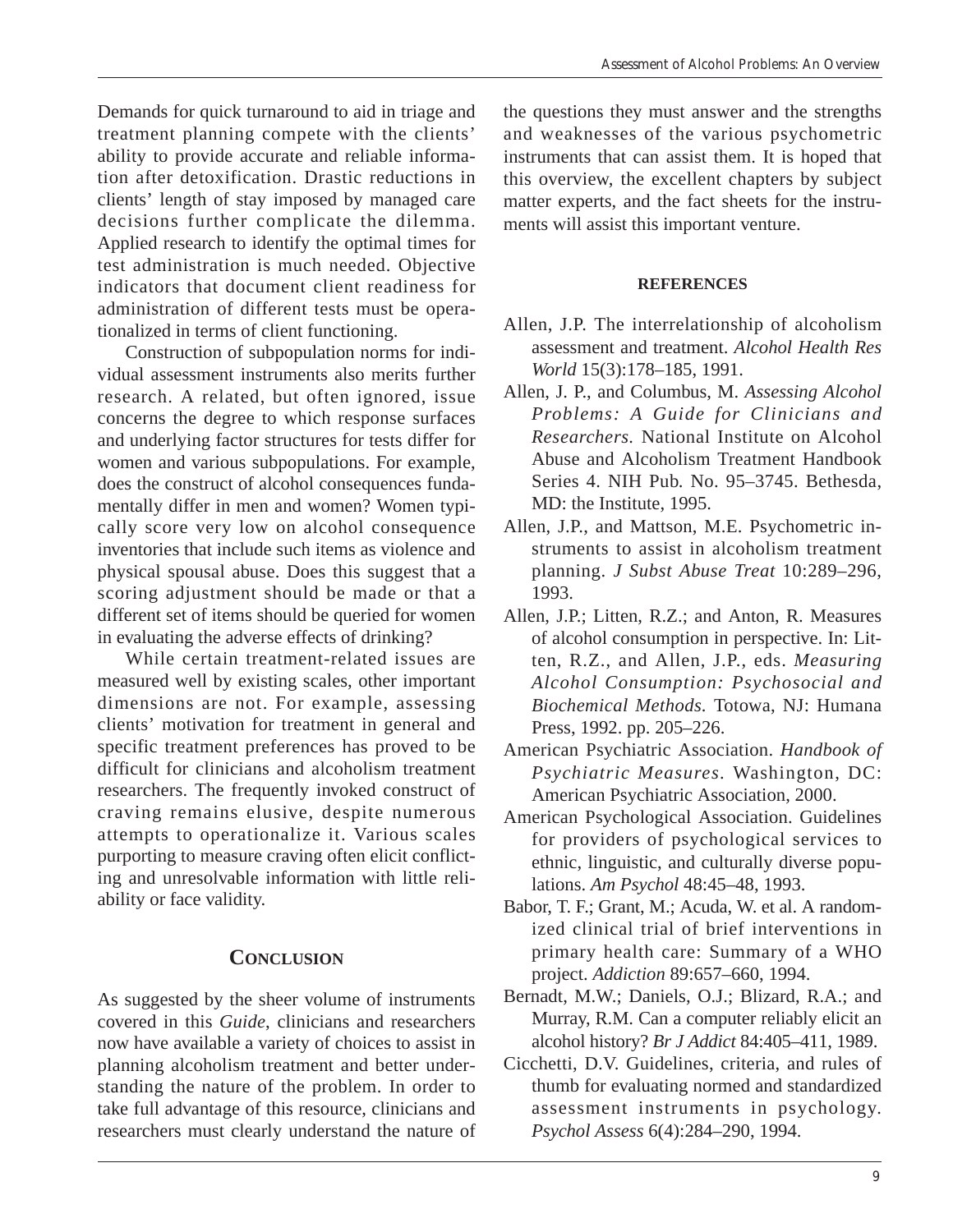Demands for quick turnaround to aid in triage and treatment planning compete with the clients' ability to provide accurate and reliable information after detoxification. Drastic reductions in clients' length of stay imposed by managed care decisions further complicate the dilemma. Applied research to identify the optimal times for test administration is much needed. Objective indicators that document client readiness for administration of different tests must be operationalized in terms of client functioning.

Construction of subpopulation norms for individual assessment instruments also merits further research. A related, but often ignored, issue concerns the degree to which response surfaces and underlying factor structures for tests differ for women and various subpopulations. For example, does the construct of alcohol consequences fundamentally differ in men and women? Women typically score very low on alcohol consequence inventories that include such items as violence and physical spousal abuse. Does this suggest that a scoring adjustment should be made or that a different set of items should be queried for women in evaluating the adverse effects of drinking?

While certain treatment-related issues are measured well by existing scales, other important dimensions are not. For example, assessing clients' motivation for treatment in general and specific treatment preferences has proved to be difficult for clinicians and alcoholism treatment researchers. The frequently invoked construct of craving remains elusive, despite numerous attempts to operationalize it. Various scales purporting to measure craving often elicit conflicting and unresolvable information with little reliability or face validity.

## Conclusion

As suggested by the sheer volume of instruments covered in this *Guide*, clinicians and researchers now have available a variety of choices to assist in planning alcoholism treatment and better understanding the nature of the problem. In order to take full advantage of this resource, clinicians and researchers must clearly understand the nature of the questions they must answer and the strengths and weaknesses of the various psychometric instruments that can assist them. It is hoped that this overview, the excellent chapters by subject matter experts, and the fact sheets for the instruments will assist this important venture.

### References

Allen, J.P. The interrelationship of alcoholism assessment and treatment. *Alcohol Health Res World* 15(3):178–185, 1991.

Allen, J. P., and Columbus, M. *Assessing Alcohol Problems: A Guide for Clinicians and Researchers*. National Institute on Alcohol Abuse and Alcoholism Treatment Handbook Series 4. NIH Pub. No. 95–3745. Bethesda, MD: the Institute, 1995.

Allen, J.P., and Mattson, M.E. Psychometric instruments to assist in alcoholism treatment planning. *J Subst Abuse Treat* 10:289–296, 1993.

Allen, J.P.; Litten, R.Z.; and Anton, R. Measures of alcohol consumption in perspective. In: Litten, R.Z., and Allen, J.P., eds. *Measuring Alcohol Consumption: Psychosocial and Biochemical Methods.* Totowa, NJ: Humana Press, 1992. pp. 205–226.

American Psychiatric Association. *Handbook of Psychiatric Measures*. Washington, DC: American Psychiatric Association, 2000.

American Psychological Association. Guidelines for providers of psychological services to ethnic, linguistic, and culturally diverse populations. *Am Psychol* 48:45–48, 1993.

Babor, T. F.; Grant, M.; Acuda, W. et al. A randomized clinical trial of brief interventions in primary health care: Summary of a WHO project. *Addiction* 89:657–660, 1994.

Bernadt, M.W.; Daniels, O.J.; Blizard, R.A.; and Murray, R.M. Can a computer reliably elicit an alcohol history? *Br J Addict* 84:405–411, 1989.

Cicchetti, D.V. Guidelines, criteria, and rules of thumb for evaluating normed and standardized assessment instruments in psychology. *Psychol Assess* 6(4):284–290, 1994.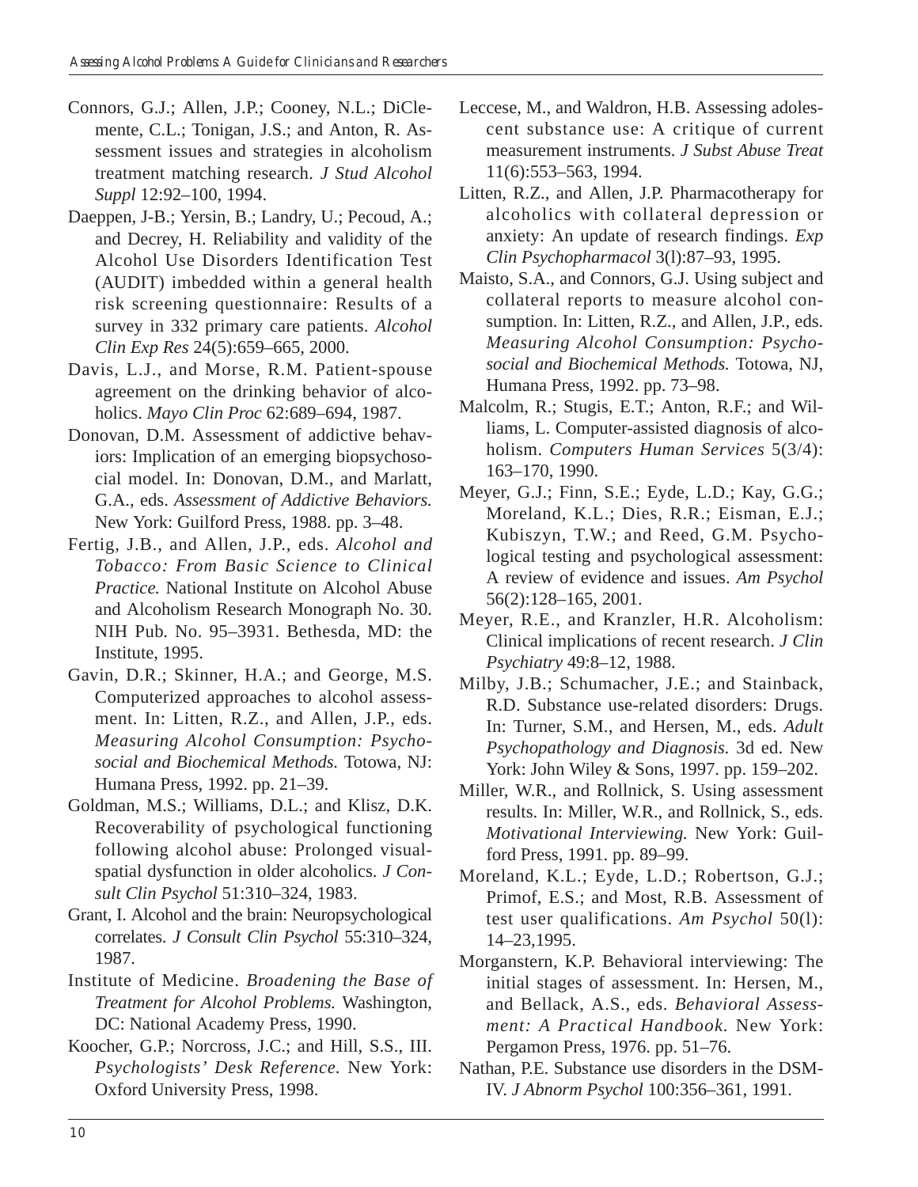Connors, G.J.; Allen, J.P.; Cooney, N.L.; DiClemente, C.L.; Tonigan, J.S.; and Anton, R. Assessment issues and strategies in alcoholism treatment matching research. *J Stud Alcohol Suppl* 12:92–100, 1994.

Daeppen, J-B.; Yersin, B.; Landry, U.; Pecoud, A.; and Decrey, H. Reliability and validity of the Alcohol Use Disorders Identification Test (AUDIT) imbedded within a general health risk screening questionnaire: Results of a survey in 332 primary care patients. *Alcohol Clin Exp Res* 24(5):659–665, 2000.

Davis, L.J., and Morse, R.M. Patient-spouse agreement on the drinking behavior of alcoholics. *Mayo Clin Proc* 62:689–694, 1987.

Donovan, D.M. Assessment of addictive behaviors: Implication of an emerging biopsychosocial model. In: Donovan, D.M., and Marlatt, G.A., eds. *Assessment of Addictive Behaviors.* New York: Guilford Press, 1988. pp. 3–48.

Fertig, J.B., and Allen, J.P., eds. *Alcohol and Tobacco: From Basic Science to Clinical Practice.* National Institute on Alcohol Abuse and Alcoholism Research Monograph No. 30. NIH Pub. No. 95–3931. Bethesda, MD: the Institute, 1995.

Gavin, D.R.; Skinner, H.A.; and George, M.S. Computerized approaches to alcohol assessment. In: Litten, R.Z., and Allen, J.P., eds. *Measuring Alcohol Consumption: Psychosocial and Biochemical Methods.* Totowa, NJ: Humana Press, 1992. pp. 21–39.

Goldman, M.S.; Williams, D.L.; and Klisz, D.K. Recoverability of psychological functioning following alcohol abuse: Prolonged visual-spatial dysfunction in older alcoholics. *J Consult Clin Psychol* 51:310–324, 1983.

Grant, I. Alcohol and the brain: Neuropsychological correlates. *J Consult Clin Psychol* 55:310–324, 1987.

Institute of Medicine. *Broadening the Base of Treatment for Alcohol Problems.* Washington, DC: National Academy Press, 1990.

Koocher, G.P.; Norcross, J.C.; and Hill, S.S., III. *Psychologists' Desk Reference.* New York: Oxford University Press, 1998.

Leccese, M., and Waldron, H.B. Assessing adolescent substance use: A critique of current measurement instruments. *J Subst Abuse Treat* 11(6):553–563, 1994.

Litten, R.Z., and Allen, J.P. Pharmacotherapy for alcoholics with collateral depression or anxiety: An update of research findings. *Exp Clin Psychopharmacol* 3(l):87–93, 1995.

Maisto, S.A., and Connors, G.J. Using subject and collateral reports to measure alcohol consumption. In: Litten, R.Z., and Allen, J.P., eds. *Measuring Alcohol Consumption: Psychosocial and Biochemical Methods.* Totowa, NJ, Humana Press, 1992. pp. 73–98.

Malcolm, R.; Stugis, E.T.; Anton, R.F.; and Williams, L. Computer-assisted diagnosis of alcoholism. *Computers Human Services* 5(3/4): 163–170, 1990.

Meyer, G.J.; Finn, S.E.; Eyde, L.D.; Kay, G.G.; Moreland, K.L.; Dies, R.R.; Eisman, E.J.; Kubiszyn, T.W.; and Reed, G.M. Psychological testing and psychological assessment: A review of evidence and issues. *Am Psychol* 56(2):128–165, 2001.

Meyer, R.E., and Kranzler, H.R. Alcoholism: Clinical implications of recent research. *J Clin Psychiatry* 49:8–12, 1988.

Milby, J.B.; Schumacher, J.E.; and Stainback, R.D. Substance use-related disorders: Drugs. In: Turner, S.M., and Hersen, M., eds. *Adult Psychopathology and Diagnosis.* 3d ed. New York: John Wiley & Sons, 1997. pp. 159–202.

Miller, W.R., and Rollnick, S. Using assessment results. In: Miller, W.R., and Rollnick, S., eds. *Motivational Interviewing.* New York: Guilford Press, 1991. pp. 89–99.

Moreland, K.L.; Eyde, L.D.; Robertson, G.J.; Primof, E.S.; and Most, R.B. Assessment of test user qualifications. *Am Psychol* 50(l): 14–23,1995.

Morganstern, K.P. Behavioral interviewing: The initial stages of assessment. In: Hersen, M., and Bellack, A.S., eds. *Behavioral Assessment: A Practical Handbook.* New York: Pergamon Press, 1976. pp. 51–76.

Nathan, P.E. Substance use disorders in the DSM-IV. *J Abnorm Psychol* 100:356–361, 1991.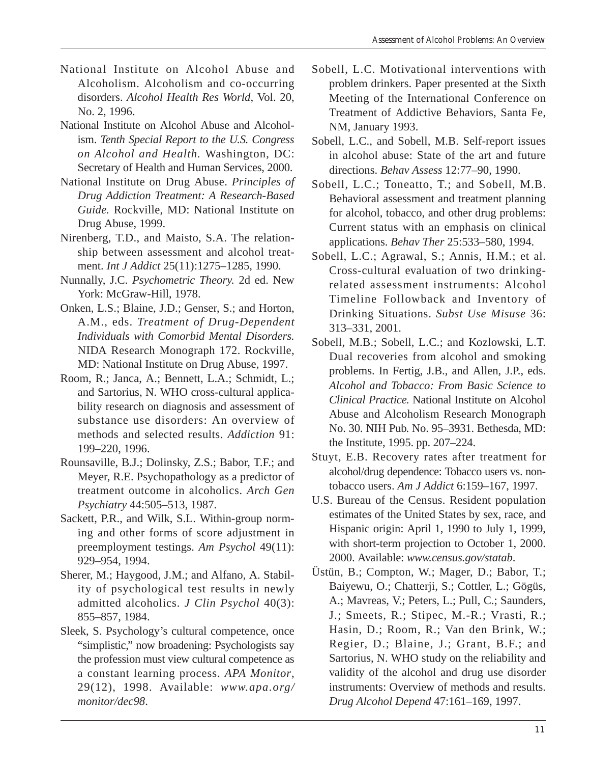National Institute on Alcohol Abuse and Alcoholism. Alcoholism and co-occurring disorders. *Alcohol Health Res World*, Vol. 20, No. 2, 1996.

National Institute on Alcohol Abuse and Alcoholism. *Tenth Special Report to the U.S. Congress on Alcohol and Health.* Washington, DC: Secretary of Health and Human Services, 2000.

National Institute on Drug Abuse. *Principles of Drug Addiction Treatment: A Research-Based Guide.* Rockville, MD: National Institute on Drug Abuse, 1999.

Nirenberg, T.D., and Maisto, S.A. The relationship between assessment and alcohol treatment. *Int J Addict* 25(11):1275–1285, 1990.

Nunnally, J.C. *Psychometric Theory.* 2d ed. New York: McGraw-Hill, 1978.

Onken, L.S.; Blaine, J.D.; Genser, S.; and Horton, A.M., eds. *Treatment of Drug-Dependent Individuals with Comorbid Mental Disorders.* NIDA Research Monograph 172. Rockville, MD: National Institute on Drug Abuse, 1997.

Room, R.; Janca, A.; Bennett, L.A.; Schmidt, L.; and Sartorius, N. WHO cross-cultural applicability research on diagnosis and assessment of substance use disorders: An overview of methods and selected results. *Addiction* 91: 199–220, 1996.

Rounsaville, B.J.; Dolinsky, Z.S.; Babor, T.F.; and Meyer, R.E. Psychopathology as a predictor of treatment outcome in alcoholics. *Arch Gen Psychiatry* 44:505–513, 1987.

Sackett, P.R., and Wilk, S.L. Within-group norming and other forms of score adjustment in preemployment testings. *Am Psychol* 49(11): 929–954, 1994.

Sherer, M.; Haygood, J.M.; and Alfano, A. Stability of psychological test results in newly admitted alcoholics. *J Clin Psychol* 40(3): 855–857, 1984.

Sleek, S. Psychology's cultural competence, once "simplistic," now broadening: Psychologists say the profession must view cultural competence as a constant learning process. *APA Monitor*, 29(12), 1998. Available: *www.apa.org/monitor/dec98*.

Sobell, L.C. Motivational interventions with problem drinkers. Paper presented at the Sixth Meeting of the International Conference on Treatment of Addictive Behaviors, Santa Fe, NM, January 1993.

Sobell, L.C., and Sobell, M.B. Self-report issues in alcohol abuse: State of the art and future directions. *Behav Assess* 12:77–90, 1990.

Sobell, L.C.; Toneatto, T.; and Sobell, M.B. Behavioral assessment and treatment planning for alcohol, tobacco, and other drug problems: Current status with an emphasis on clinical applications. *Behav Ther* 25:533–580, 1994.

Sobell, L.C.; Agrawal, S.; Annis, H.M.; et al. Cross-cultural evaluation of two drinking-related assessment instruments: Alcohol Timeline Followback and Inventory of Drinking Situations. *Subst Use Misuse* 36: 313–331, 2001.

Sobell, M.B.; Sobell, L.C.; and Kozlowski, L.T. Dual recoveries from alcohol and smoking problems. In Fertig, J.B., and Allen, J.P., eds. *Alcohol and Tobacco: From Basic Science to Clinical Practice.* National Institute on Alcohol Abuse and Alcoholism Research Monograph No. 30. NIH Pub. No. 95–3931. Bethesda, MD: the Institute, 1995. pp. 207–224.

Stuyt, E.B. Recovery rates after treatment for alcohol/drug dependence: Tobacco users vs. non-tobacco users. *Am J Addict* 6:159–167, 1997.

U.S. Bureau of the Census. Resident population estimates of the United States by sex, race, and Hispanic origin: April 1, 1990 to July 1, 1999, with short-term projection to October 1, 2000. 2000. Available: *www.census.gov/statab*.

Üstün, B.; Compton, W.; Mager, D.; Babor, T.; Baiyewu, O.; Chatterji, S.; Cottler, L.; Gögüs, A.; Mavreas, V.; Peters, L.; Pull, C.; Saunders, J.; Smeets, R.; Stipec, M.-R.; Vrasti, R.; Hasin, D.; Room, R.; Van den Brink, W.; Regier, D.; Blaine, J.; Grant, B.F.; and Sartorius, N. WHO study on the reliability and validity of the alcohol and drug use disorder instruments: Overview of methods and results. *Drug Alcohol Depend* 47:161–169, 1997.